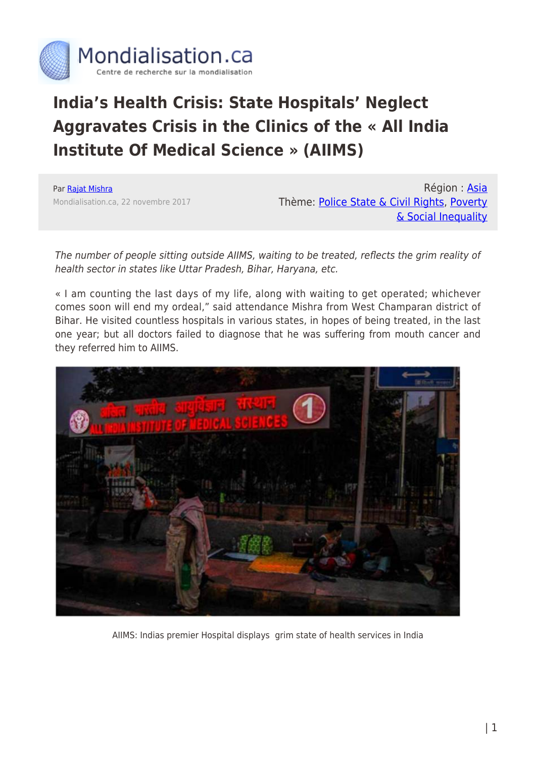# India's Health Crisis: State Hospitals' Neglect Aggravates Crisis in the Clinics of the « All India Institute Of Medical Science » (AIIMS)

Par Rajat Mishra
Mondialisation.ca, 22 novembre 2017

Région : Asia
Thème: Police State & Civil Rights, Poverty & Social Inequality

*The number of people sitting outside AIIMS, waiting to be treated, reflects the grim reality of health sector in states like Uttar Pradesh, Bihar, Haryana, etc.*

« I am counting the last days of my life, along with waiting to get operated; whichever comes soon will end my ordeal," said attendance Mishra from West Champaran district of Bihar. He visited countless hospitals in various states, in hopes of being treated, in the last one year; but all doctors failed to diagnose that he was suffering from mouth cancer and they referred him to AIIMS.

AIIMS: Indias premier Hospital displays grim state of health services in India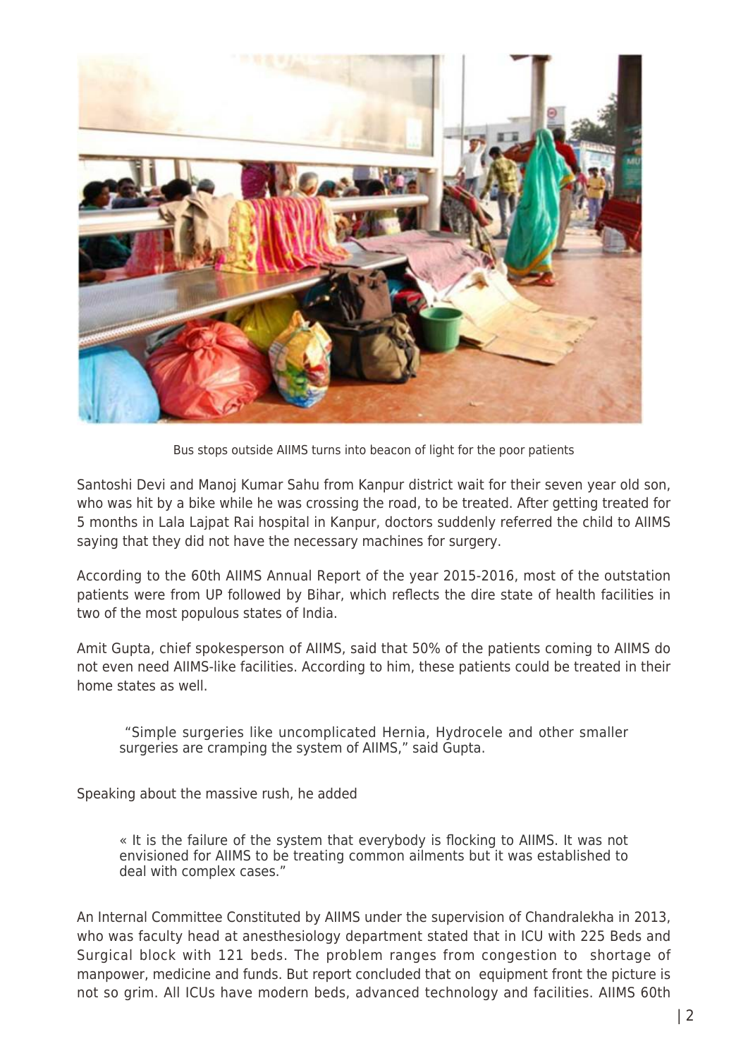Bus stops outside AIIMS turns into beacon of light for the poor patients

Santoshi Devi and Manoj Kumar Sahu from Kanpur district wait for their seven year old son, who was hit by a bike while he was crossing the road, to be treated. After getting treated for 5 months in Lala Lajpat Rai hospital in Kanpur, doctors suddenly referred the child to AIIMS saying that they did not have the necessary machines for surgery.

According to the 60th AIIMS Annual Report of the year 2015-2016, most of the outstation patients were from UP followed by Bihar, which reflects the dire state of health facilities in two of the most populous states of India.

Amit Gupta, chief spokesperson of AIIMS, said that 50% of the patients coming to AIIMS do not even need AIIMS-like facilities. According to him, these patients could be treated in their home states as well.

> "Simple surgeries like uncomplicated Hernia, Hydrocele and other smaller surgeries are cramping the system of AIIMS," said Gupta.

Speaking about the massive rush, he added

> « It is the failure of the system that everybody is flocking to AIIMS. It was not envisioned for AIIMS to be treating common ailments but it was established to deal with complex cases."

An Internal Committee Constituted by AIIMS under the supervision of Chandralekha in 2013, who was faculty head at anesthesiology department stated that in ICU with 225 Beds and Surgical block with 121 beds. The problem ranges from congestion to shortage of manpower, medicine and funds. But report concluded that on equipment front the picture is not so grim. All ICUs have modern beds, advanced technology and facilities. AIIMS 60th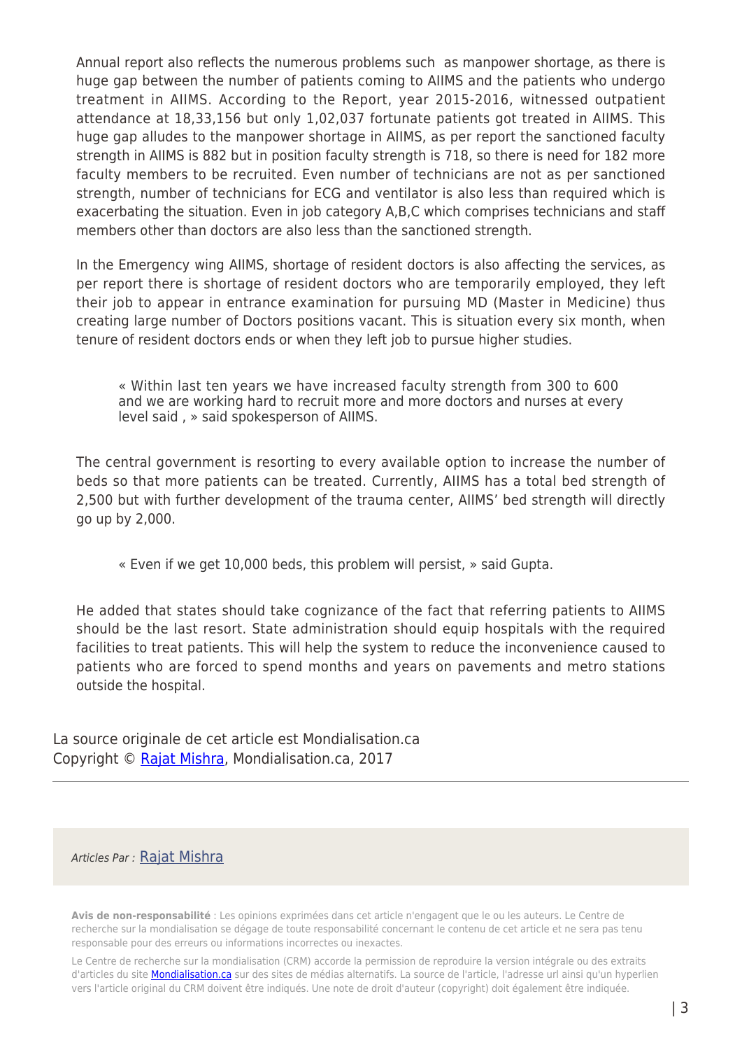Annual report also reflects the numerous problems such as manpower shortage, as there is huge gap between the number of patients coming to AIIMS and the patients who undergo treatment in AIIMS. According to the Report, year 2015-2016, witnessed outpatient attendance at 18,33,156 but only 1,02,037 fortunate patients got treated in AIIMS. This huge gap alludes to the manpower shortage in AIIMS, as per report the sanctioned faculty strength in AIIMS is 882 but in position faculty strength is 718, so there is need for 182 more faculty members to be recruited. Even number of technicians are not as per sanctioned strength, number of technicians for ECG and ventilator is also less than required which is exacerbating the situation. Even in job category A,B,C which comprises technicians and staff members other than doctors are also less than the sanctioned strength.

In the Emergency wing AIIMS, shortage of resident doctors is also affecting the services, as per report there is shortage of resident doctors who are temporarily employed, they left their job to appear in entrance examination for pursuing MD (Master in Medicine) thus creating large number of Doctors positions vacant. This is situation every six month, when tenure of resident doctors ends or when they left job to pursue higher studies.

> « Within last ten years we have increased faculty strength from 300 to 600 and we are working hard to recruit more and more doctors and nurses at every level said , » said spokesperson of AIIMS.

The central government is resorting to every available option to increase the number of beds so that more patients can be treated. Currently, AIIMS has a total bed strength of 2,500 but with further development of the trauma center, AIIMS' bed strength will directly go up by 2,000.

> « Even if we get 10,000 beds, this problem will persist, » said Gupta.

He added that states should take cognizance of the fact that referring patients to AIIMS should be the last resort. State administration should equip hospitals with the required facilities to treat patients. This will help the system to reduce the inconvenience caused to patients who are forced to spend months and years on pavements and metro stations outside the hospital.

La source originale de cet article est Mondialisation.ca
Copyright © Rajat Mishra, Mondialisation.ca, 2017

---

*Articles Par :* Rajat Mishra

**Avis de non-responsabilité** : Les opinions exprimées dans cet article n'engagent que le ou les auteurs. Le Centre de recherche sur la mondialisation se dégage de toute responsabilité concernant le contenu de cet article et ne sera pas tenu responsable pour des erreurs ou informations incorrectes ou inexactes.

Le Centre de recherche sur la mondialisation (CRM) accorde la permission de reproduire la version intégrale ou des extraits d'articles du site Mondialisation.ca sur des sites de médias alternatifs. La source de l'article, l'adresse url ainsi qu'un hyperlien vers l'article original du CRM doivent être indiqués. Une note de droit d'auteur (copyright) doit également être indiquée.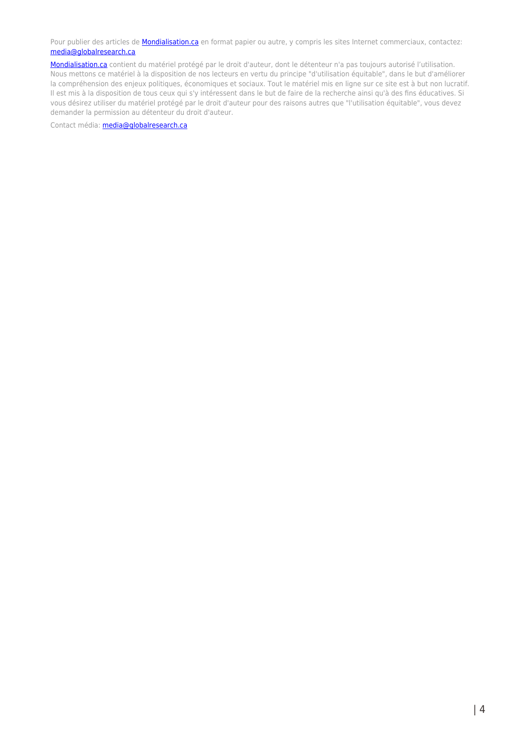Pour publier des articles de [Mondialisation.ca](http://mondialisation.ca) en format papier ou autre, y compris les sites Internet commerciaux, contactez: [media@globalresearch.ca](mailto:media@globalresearch.ca)

[Mondialisation.ca](http://mondialisation.ca) contient du matériel protégé par le droit d'auteur, dont le détenteur n'a pas toujours autorisé l'utilisation. Nous mettons ce matériel à la disposition de nos lecteurs en vertu du principe "d'utilisation équitable", dans le but d'améliorer la compréhension des enjeux politiques, économiques et sociaux. Tout le matériel mis en ligne sur ce site est à but non lucratif. Il est mis à la disposition de tous ceux qui s'y intéressent dans le but de faire de la recherche ainsi qu'à des fins éducatives. Si vous désirez utiliser du matériel protégé par le droit d'auteur pour des raisons autres que "l'utilisation équitable", vous devez demander la permission au détenteur du droit d'auteur.

Contact média: [media@globalresearch.ca](mailto:media@globalresearch.ca)